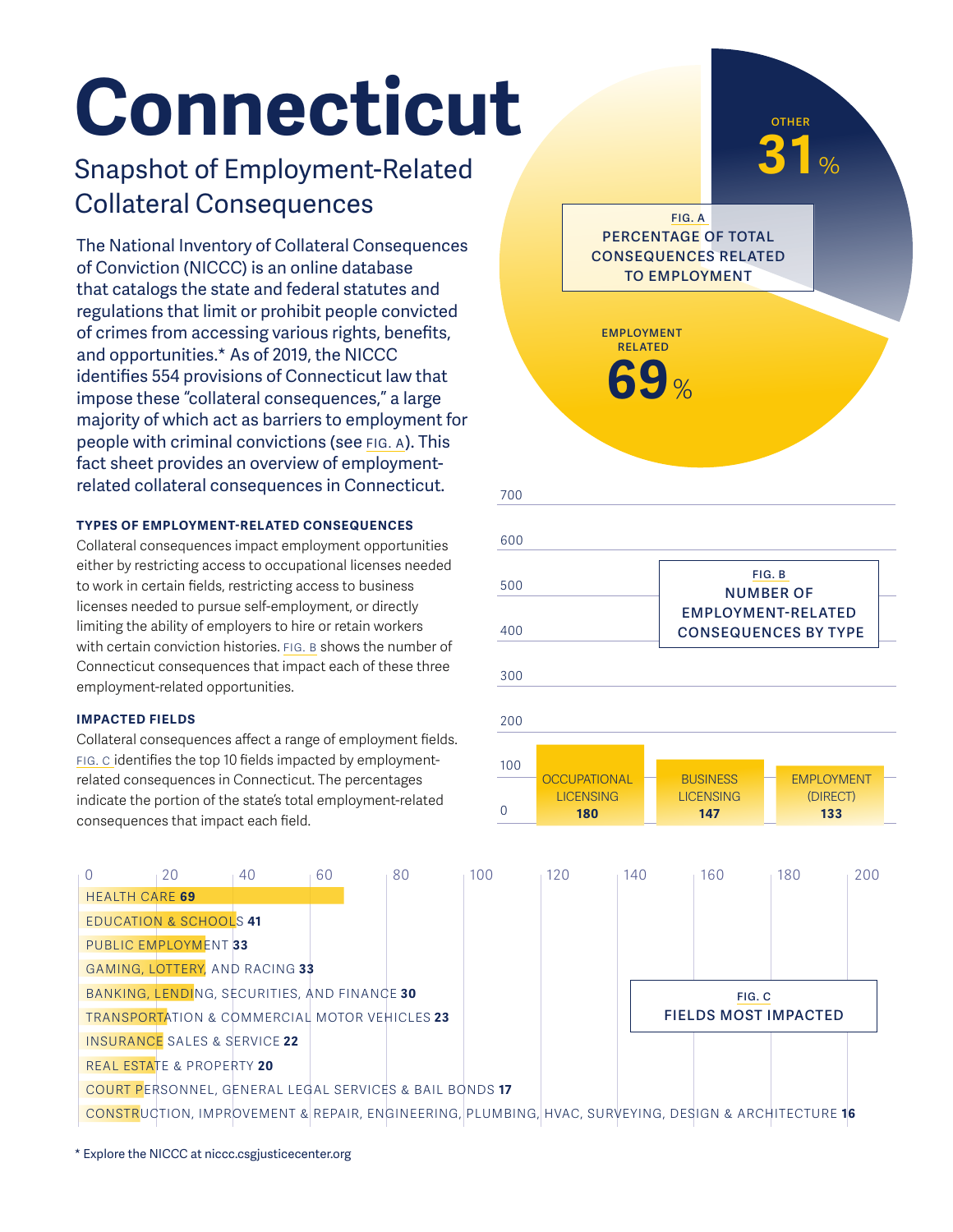# Connecticut

## Snapshot of Employment-Related Collateral Consequences

The National Inventory of Collateral Consequences of Conviction (NICCC) is an online database that catalogs the state and federal statutes and regulations that limit or prohibit people convicted of crimes from accessing various rights, benefits, and opportunities.* As of 2019, the NICCC identifies 554 provisions of Connecticut law that impose these "collateral consequences," a large majority of which act as barriers to employment for people with criminal convictions (see FIG. A). This fact sheet provides an overview of employment-related collateral consequences in Connecticut.

**FIG. A**
**PERCENTAGE OF TOTAL CONSEQUENCES RELATED TO EMPLOYMENT**

| Category | Percentage |
|---|---|
| Employment Related | 69% |
| Other | 31% |

### TYPES OF EMPLOYMENT-RELATED CONSEQUENCES

Collateral consequences impact employment opportunities either by restricting access to occupational licenses needed to work in certain fields, restricting access to business licenses needed to pursue self-employment, or directly limiting the ability of employers to hire or retain workers with certain conviction histories. FIG. B shows the number of Connecticut consequences that impact each of these three employment-related opportunities.

**FIG. B**
**NUMBER OF EMPLOYMENT-RELATED CONSEQUENCES BY TYPE**

| Type | Number |
|---|---|
| Occupational Licensing | 180 |
| Business Licensing | 147 |
| Employment (Direct) | 133 |

### IMPACTED FIELDS

Collateral consequences affect a range of employment fields. FIG. C identifies the top 10 fields impacted by employment-related consequences in Connecticut. The percentages indicate the portion of the state's total employment-related consequences that impact each field.

**FIG. C**
**FIELDS MOST IMPACTED**

| Field | Number |
|---|---|
| Health Care | 69 |
| Education & Schools | 41 |
| Public Employment | 33 |
| Gaming, Lottery, and Racing | 33 |
| Banking, Lending, Securities, and Finance | 30 |
| Transportation & Commercial Motor Vehicles | 23 |
| Insurance Sales & Service | 22 |
| Real Estate & Property | 20 |
| Court Personnel, General Legal Services & Bail Bonds | 17 |
| Construction, Improvement & Repair, Engineering, Plumbing, HVAC, Surveying, Design & Architecture | 16 |

\* Explore the NICCC at niccc.csgjusticecenter.org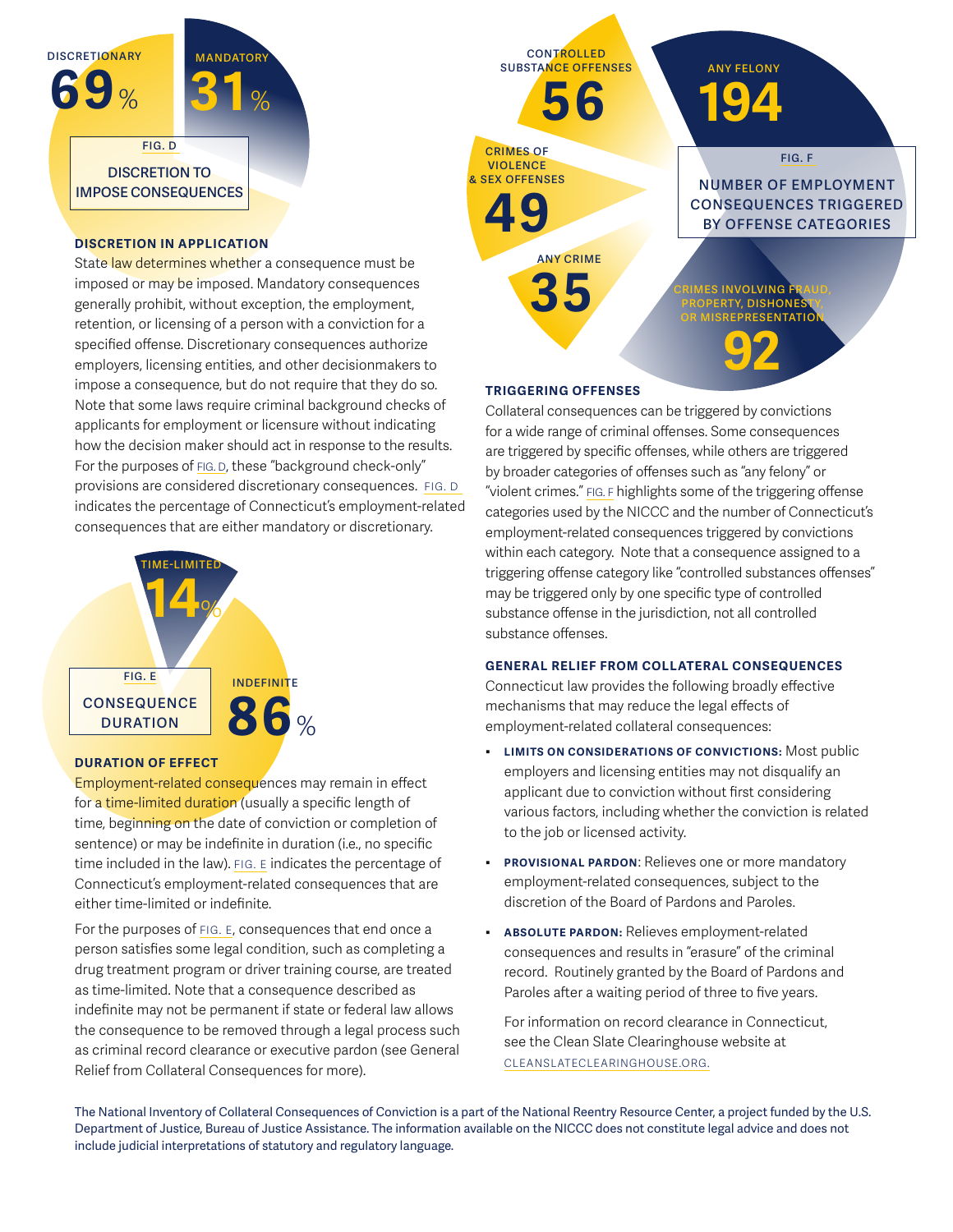DISCRETIONARY

69%

MANDATORY

31%

FIG. D

DISCRETION TO IMPOSE CONSEQUENCES

### DISCRETION IN APPLICATION

State law determines whether a consequence must be imposed or may be imposed. Mandatory consequences generally prohibit, without exception, the employment, retention, or licensing of a person with a conviction for a specified offense. Discretionary consequences authorize employers, licensing entities, and other decisionmakers to impose a consequence, but do not require that they do so. Note that some laws require criminal background checks of applicants for employment or licensure without indicating how the decision maker should act in response to the results. For the purposes of FIG. D, these "background check-only" provisions are considered discretionary consequences. FIG. D indicates the percentage of Connecticut's employment-related consequences that are either mandatory or discretionary.

TIME-LIMITED

14%

FIG. E

CONSEQUENCE DURATION

INDEFINITE

86%

### DURATION OF EFFECT

Employment-related consequences may remain in effect for a time-limited duration (usually a specific length of time, beginning on the date of conviction or completion of sentence) or may be indefinite in duration (i.e., no specific time included in the law). FIG. E indicates the percentage of Connecticut's employment-related consequences that are either time-limited or indefinite.

For the purposes of FIG. E, consequences that end once a person satisfies some legal condition, such as completing a drug treatment program or driver training course, are treated as time-limited. Note that a consequence described as indefinite may not be permanent if state or federal law allows the consequence to be removed through a legal process such as criminal record clearance or executive pardon (see General Relief from Collateral Consequences for more).

CONTROLLED SUBSTANCE OFFENSES

56

ANY FELONY

194

CRIMES OF VIOLENCE & SEX OFFENSES

49

ANY CRIME

35

CRIMES INVOLVING FRAUD, PROPERTY, DISHONESTY, OR MISREPRESENTATION

92

FIG. F

NUMBER OF EMPLOYMENT CONSEQUENCES TRIGGERED BY OFFENSE CATEGORIES

### TRIGGERING OFFENSES

Collateral consequences can be triggered by convictions for a wide range of criminal offenses. Some consequences are triggered by specific offenses, while others are triggered by broader categories of offenses such as "any felony" or "violent crimes." FIG. F highlights some of the triggering offense categories used by the NICCC and the number of Connecticut's employment-related consequences triggered by convictions within each category. Note that a consequence assigned to a triggering offense category like "controlled substances offenses" may be triggered only by one specific type of controlled substance offense in the jurisdiction, not all controlled substance offenses.

### GENERAL RELIEF FROM COLLATERAL CONSEQUENCES

Connecticut law provides the following broadly effective mechanisms that may reduce the legal effects of employment-related collateral consequences:

- **LIMITS ON CONSIDERATIONS OF CONVICTIONS:** Most public employers and licensing entities may not disqualify an applicant due to conviction without first considering various factors, including whether the conviction is related to the job or licensed activity.
- **PROVISIONAL PARDON**: Relieves one or more mandatory employment-related consequences, subject to the discretion of the Board of Pardons and Paroles.
- **ABSOLUTE PARDON:** Relieves employment-related consequences and results in "erasure" of the criminal record. Routinely granted by the Board of Pardons and Paroles after a waiting period of three to five years.

For information on record clearance in Connecticut, see the Clean Slate Clearinghouse website at CLEANSLATECLEARINGHOUSE.ORG.

The National Inventory of Collateral Consequences of Conviction is a part of the National Reentry Resource Center, a project funded by the U.S. Department of Justice, Bureau of Justice Assistance. The information available on the NICCC does not constitute legal advice and does not include judicial interpretations of statutory and regulatory language.